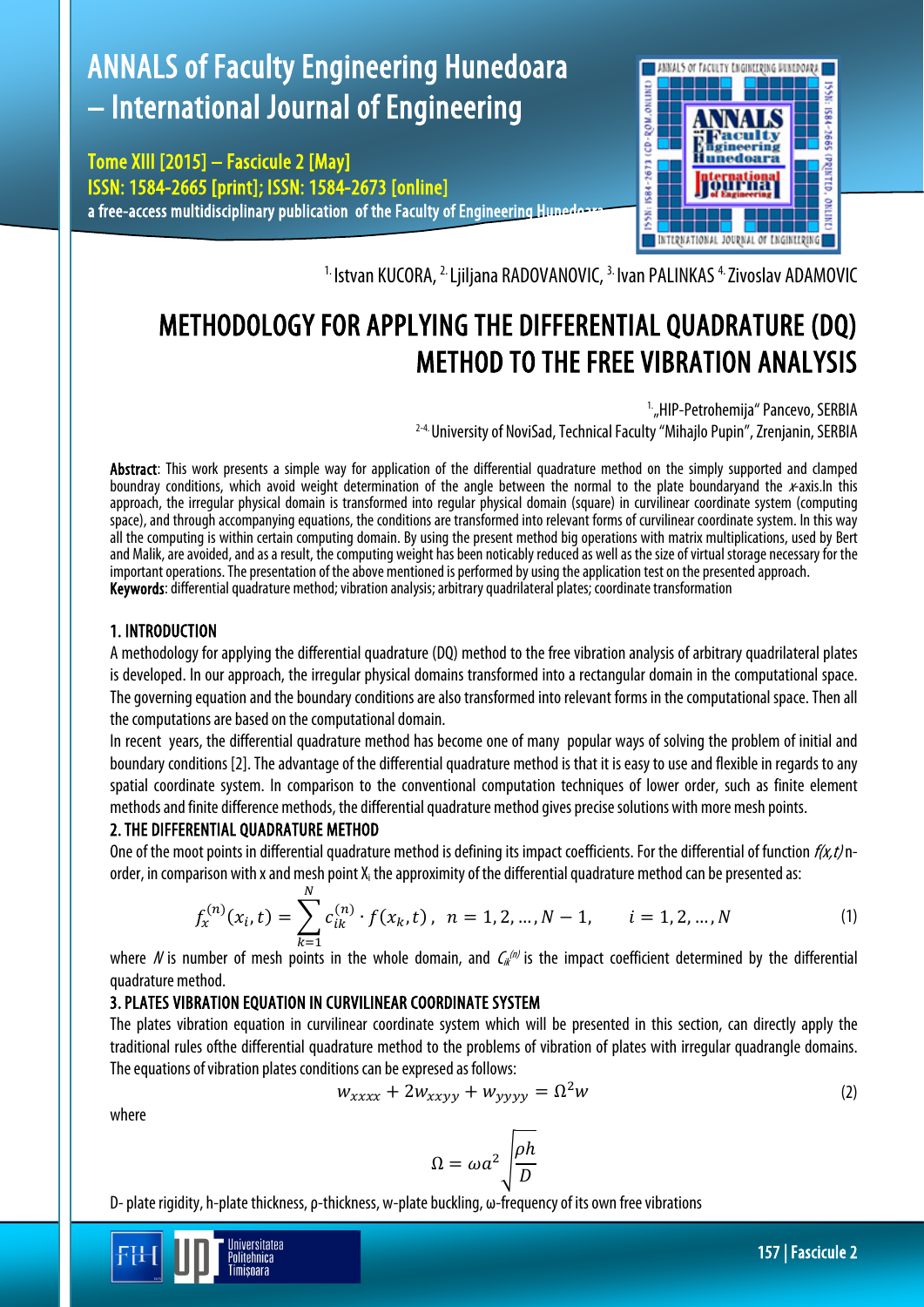[1.] Istvan KUCORA, [2.] Ljiljana RADOVANOVIC, [3.] Ivan PALINKAS [4.] Zivoslav ADAMOVIC

# METHODOLOGY FOR APPLYING THE DIFFERENTIAL QUADRATURE (DQ) METHOD TO THE FREE VIBRATION ANALYSIS

[1.] „HIP-Petrohemija" Pancevo, SERBIA
[2-4.] University of NoviSad, Technical Faculty "Mihajlo Pupin", Zrenjanin, SERBIA

**Abstract**: This work presents a simple way for application of the differential quadrature method on the simply supported and clamped boundray conditions, which avoid weight determination of the angle between the normal to the plate boundaryand the *x*-axis.In this approach, the irregular physical domain is transformed into regular physical domain (square) in curvilinear coordinate system (computing space), and through accompanying equations, the conditions are transformed into relevant forms of curvilinear coordinate system. In this way all the computing is within certain computing domain. By using the present method big operations with matrix multiplications, used by Bert and Malik, are avoided, and as a result, the computing weight has been noticably reduced as well as the size of virtual storage necessary for the important operations. The presentation of the above mentioned is performed by using the application test on the presented approach.
**Keywords**: differential quadrature method; vibration analysis; arbitrary quadrilateral plates; coordinate transformation

## 1. INTRODUCTION

A methodology for applying the differential quadrature (DQ) method to the free vibration analysis of arbitrary quadrilateral plates is developed. In our approach, the irregular physical domains transformed into a rectangular domain in the computational space. The governing equation and the boundary conditions are also transformed into relevant forms in the computational space. Then all the computations are based on the computational domain.

In recent years, the differential quadrature method has become one of many popular ways of solving the problem of initial and boundary conditions [2]. The advantage of the differential quadrature method is that it is easy to use and flexible in regards to any spatial coordinate system. In comparison to the conventional computation techniques of lower order, such as finite element methods and finite difference methods, the differential quadrature method gives precise solutions with more mesh points.

## 2. THE DIFFERENTIAL QUADRATURE METHOD

One of the moot points in differential quadrature method is defining its impact coefficients. For the differential of function *f(x,t)* n-order, in comparison with x and mesh point $X_i$ the approximity of the differential quadrature method can be presented as:

$$f_x^{(n)}(x_i,t) = \sum_{k=1}^{N} c_{ik}^{(n)} \cdot f(x_k,t)\,, \quad n = 1,2,\ldots,N-1, \qquad i = 1,2,\ldots,N \tag{1}$$

where $N$ is number of mesh points in the whole domain, and $C_{ik}^{(n)}$ is the impact coefficient determined by the differential quadrature method.

## 3. PLATES VIBRATION EQUATION IN CURVILINEAR COORDINATE SYSTEM

The plates vibration equation in curvilinear coordinate system which will be presented in this section, can directly apply the traditional rules ofthe differential quadrature method to the problems of vibration of plates with irregular quadrangle domains. The equations of vibration plates conditions can be expresed as follows:

$$w_{xxxx} + 2w_{xxyy} + w_{yyyy} = \Omega^2 w \tag{2}$$

where

$$\Omega = \omega a^2 \sqrt{\frac{\rho h}{D}}$$

D- plate rigidity, h-plate thickness, ρ-thickness, w-plate buckling, ω-frequency of its own free vibrations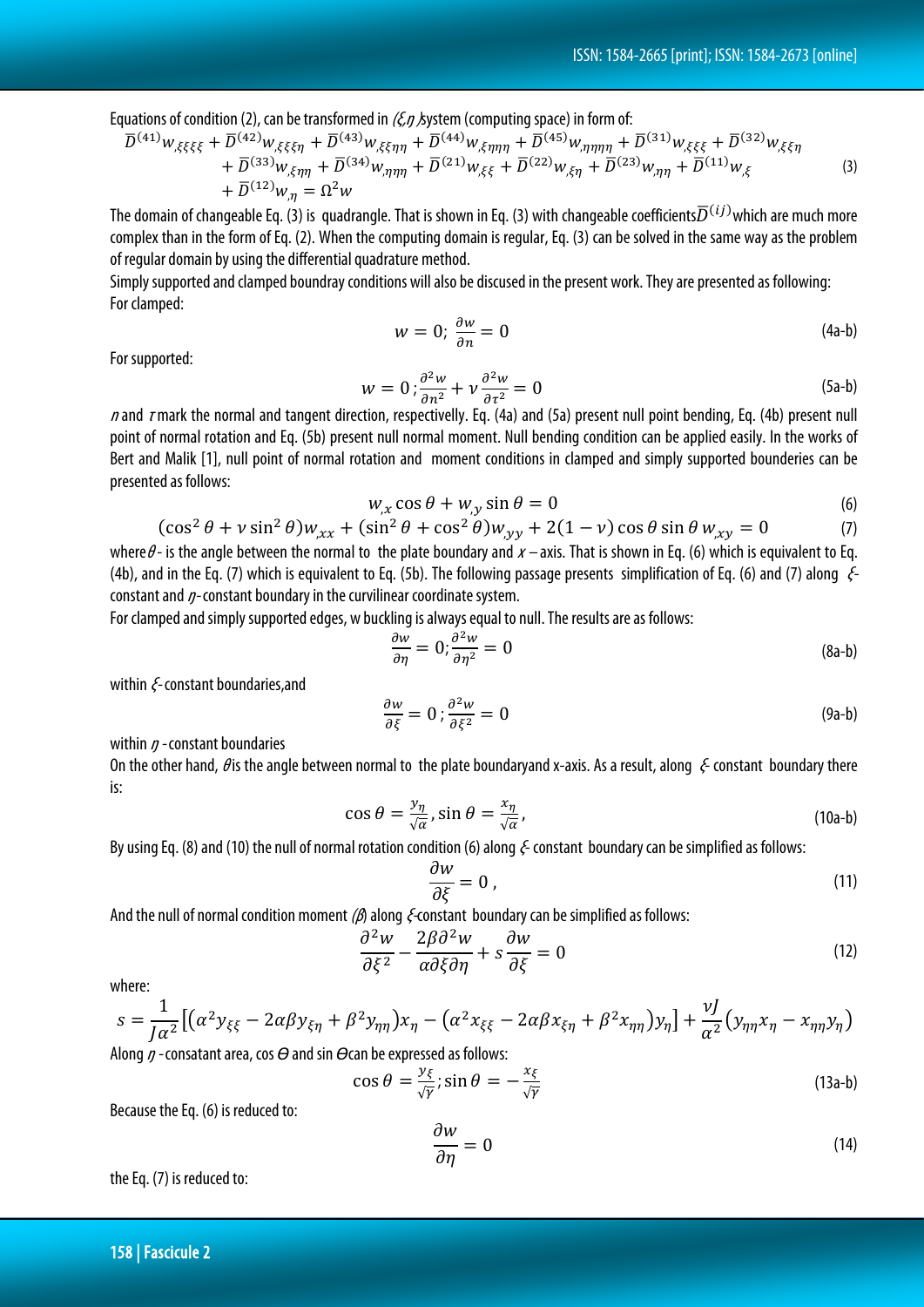Equations of condition (2), can be transformed in $(\xi,\eta)$ system (computing space) in form of:

$$\bar{D}^{(41)}w_{,\xi\xi\xi\xi}+\bar{D}^{(42)}w_{,\xi\xi\xi\eta}+\bar{D}^{(43)}w_{,\xi\xi\eta\eta}+\bar{D}^{(44)}w_{,\xi\eta\eta\eta}+\bar{D}^{(45)}w_{,\eta\eta\eta\eta}+\bar{D}^{(31)}w_{,\xi\xi\xi}+\bar{D}^{(32)}w_{,\xi\xi\eta}$$
$$+\bar{D}^{(33)}w_{,\xi\eta\eta}+\bar{D}^{(34)}w_{,\eta\eta\eta}+\bar{D}^{(21)}w_{,\xi\xi}+\bar{D}^{(22)}w_{,\xi\eta}+\bar{D}^{(23)}w_{,\eta\eta}+\bar{D}^{(11)}w_{,\xi}$$
$$+\bar{D}^{(12)}w_{,\eta}=\Omega^2 w \tag{3}$$

The domain of changeable Eq. (3) is quadrangle. That is shown in Eq. (3) with changeable coefficients $\bar{D}^{(ij)}$ which are much more complex than in the form of Eq. (2). When the computing domain is regular, Eq. (3) can be solved in the same way as the problem of regular domain by using the differential quadrature method.

Simply supported and clamped boundray conditions will also be discused in the present work. They are presented as following:

For clamped:

$$w=0;\ \frac{\partial w}{\partial n}=0 \tag{4a-b}$$

For supported:

$$w=0;\frac{\partial^2 w}{\partial n^2}+\nu\frac{\partial^2 w}{\partial \tau^2}=0 \tag{5a-b}$$

$n$ and $\tau$ mark the normal and tangent direction, respectivelly. Eq. (4a) and (5a) present null point bending, Eq. (4b) present null point of normal rotation and Eq. (5b) present null normal moment. Null bending condition can be applied easily. In the works of Bert and Malik [1], null point of normal rotation and moment conditions in clamped and simply supported bounderies can be presented as follows:

$$w_{,x}\cos\theta+w_{,y}\sin\theta=0 \tag{6}$$

$$(\cos^2\theta+\nu\sin^2\theta)w_{,xx}+(\sin^2\theta+\cos^2\theta)w_{,yy}+2(1-\nu)\cos\theta\sin\theta\, w_{,xy}=0 \tag{7}$$

where $\theta$ - is the angle between the normal to the plate boundary and $x$ – axis. That is shown in Eq. (6) which is equivalent to Eq. (4b), and in the Eq. (7) which is equivalent to Eq. (5b). The following passage presents simplification of Eq. (6) and (7) along $\xi$-constant and $\eta$-constant boundary in the curvilinear coordinate system.

For clamped and simply supported edges, w buckling is always equal to null. The results are as follows:

$$\frac{\partial w}{\partial \eta}=0;\frac{\partial^2 w}{\partial \eta^2}=0 \tag{8a-b}$$

within $\xi$-constant boundaries,and

$$\frac{\partial w}{\partial \xi}=0;\frac{\partial^2 w}{\partial \xi^2}=0 \tag{9a-b}$$

within $\eta$ -constant boundaries

On the other hand, $\theta$ is the angle between normal to the plate boundaryand x-axis. As a result, along $\xi$ constant boundary there is:

$$\cos\theta=\frac{y_\eta}{\sqrt{\alpha}},\sin\theta=\frac{x_\eta}{\sqrt{\alpha}}, \tag{10a-b}$$

By using Eq. (8) and (10) the null of normal rotation condition (6) along $\xi$ constant boundary can be simplified as follows:

$$\frac{\partial w}{\partial \xi}=0, \tag{11}$$

And the null of normal condition moment $(\beta)$ along $\xi$-constant boundary can be simplified as follows:

$$\frac{\partial^2 w}{\partial \xi^2}-\frac{2\beta\partial^2 w}{\alpha\partial\xi\partial\eta}+s\frac{\partial w}{\partial \xi}=0 \tag{12}$$

where:

$$s=\frac{1}{J\alpha^2}\left[\left(\alpha^2 y_{\xi\xi}-2\alpha\beta y_{\xi\eta}+\beta^2 y_{\eta\eta}\right)x_\eta-\left(\alpha^2 x_{\xi\xi}-2\alpha\beta x_{\xi\eta}+\beta^2 x_{\eta\eta}\right)y_\eta\right]+\frac{\nu J}{\alpha^2}\left(y_{\eta\eta}x_\eta-x_{\eta\eta}y_\eta\right)$$

Along $\eta$ -consatant area, $\cos\Theta$ and $\sin\Theta$ can be expressed as follows:

$$\cos\theta=\frac{y_\xi}{\sqrt{\gamma}};\sin\theta=-\frac{x_\xi}{\sqrt{\gamma}} \tag{13a-b}$$

Because the Eq. (6) is reduced to:

$$\frac{\partial w}{\partial \eta}=0 \tag{14}$$

the Eq. (7) is reduced to: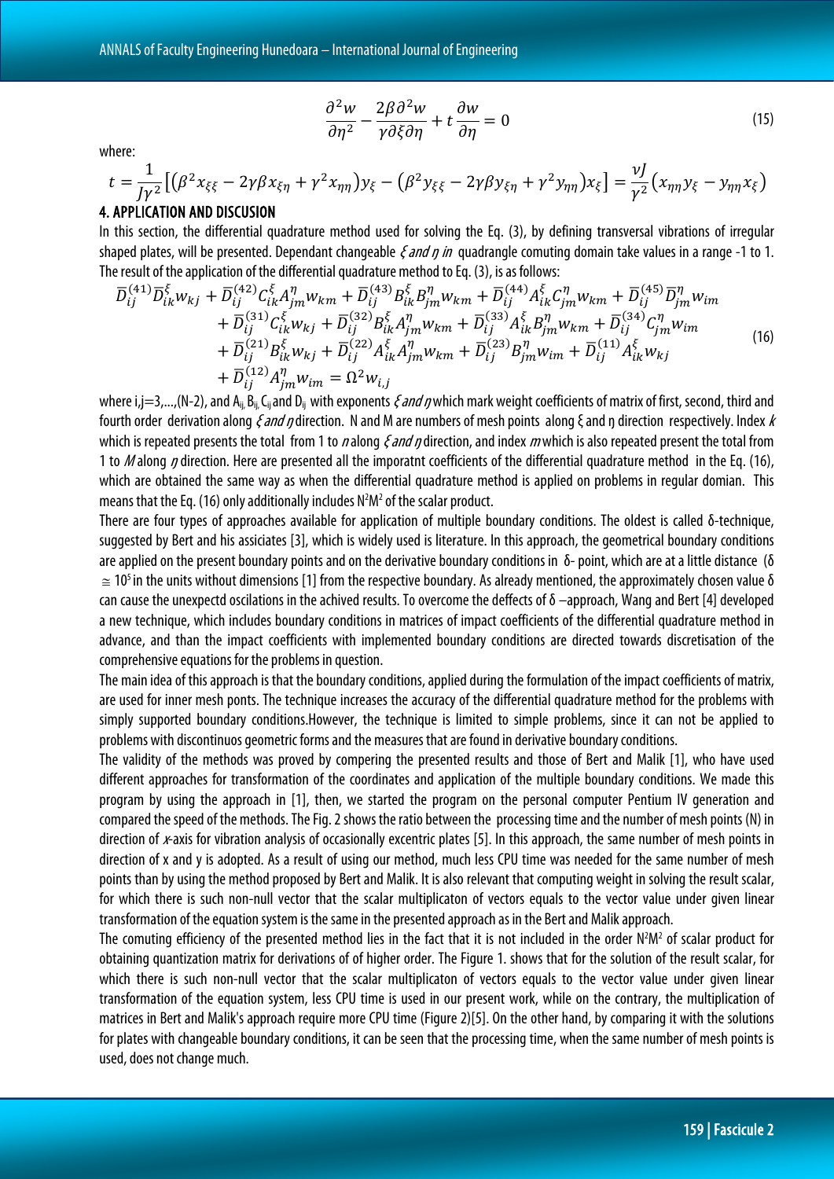$$\frac{\partial^2 w}{\partial \eta^2} - \frac{2\beta \partial^2 w}{\gamma \partial \xi \partial \eta} + t\frac{\partial w}{\partial \eta} = 0 \tag{15}$$

where:

$$t = \frac{1}{J\gamma^2}\left[\left(\beta^2 x_{\xi\xi} - 2\gamma\beta x_{\xi\eta} + \gamma^2 x_{\eta\eta}\right)y_\xi - \left(\beta^2 y_{\xi\xi} - 2\gamma\beta y_{\xi\eta} + \gamma^2 y_{\eta\eta}\right)x_\xi\right] = \frac{\nu J}{\gamma^2}\left(x_{\eta\eta} y_\xi - y_{\eta\eta} x_\xi\right)$$

## 4. APPLICATION AND DISCUSION

In this section, the differential quadrature method used for solving the Eq. (3), by defining transversal vibrations of irregular shaped plates, will be presented. Dependant changeable $\xi$ *and* $\eta$ *in* quadrangle comuting domain take values in a range -1 to 1. The result of the application of the differential quadrature method to Eq. (3), is as follows:

$$\begin{aligned}
&\bar{D}_{ij}^{(41)}\bar{D}_{ik}^{\xi}w_{kj} + \bar{D}_{ij}^{(42)}C_{ik}^{\xi}A_{jm}^{\eta}w_{km} + \bar{D}_{ij}^{(43)}B_{ik}^{\xi}B_{jm}^{\eta}w_{km} + \bar{D}_{ij}^{(44)}A_{ik}^{\xi}C_{jm}^{\eta}w_{km} + \bar{D}_{ij}^{(45)}\bar{D}_{jm}^{\eta}w_{im} \\
&\quad + \bar{D}_{ij}^{(31)}C_{ik}^{\xi}w_{kj} + \bar{D}_{ij}^{(32)}B_{ik}^{\xi}A_{jm}^{\eta}w_{km} + \bar{D}_{ij}^{(33)}A_{ik}^{\xi}B_{jm}^{\eta}w_{km} + \bar{D}_{ij}^{(34)}C_{jm}^{\eta}w_{im} \\
&\quad + \bar{D}_{ij}^{(21)}B_{ik}^{\xi}w_{kj} + \bar{D}_{ij}^{(22)}A_{ik}^{\xi}A_{jm}^{\eta}w_{km} + \bar{D}_{ij}^{(23)}B_{jm}^{\eta}w_{im} + \bar{D}_{ij}^{(11)}A_{ik}^{\xi}w_{kj} \\
&\quad + \bar{D}_{ij}^{(12)}A_{jm}^{\eta}w_{im} = \Omega^2 w_{i,j}
\end{aligned} \tag{16}$$

where i,j=3,...,(N-2), and $A_{ij}$, $B_{ij}$, $C_{ij}$ and $D_{ij}$ with exponents $\xi$ *and* $\eta$ which mark weight coefficients of matrix of first, second, third and fourth order derivation along $\xi$ *and* $\eta$ direction. N and M are numbers of mesh points along ξ and η direction respectively. Index $k$ which is repeated presents the total from 1 to $n$ along $\xi$ *and* $\eta$ direction, and index $m$ which is also repeated present the total from 1 to $M$ along $\eta$ direction. Here are presented all the imporatnt coefficients of the differential quadrature method in the Eq. (16), which are obtained the same way as when the differential quadrature method is applied on problems in regular domian. This means that the Eq. (16) only additionally includes $N^2M^2$ of the scalar product.

There are four types of approaches available for application of multiple boundary conditions. The oldest is called δ-technique, suggested by Bert and his assiciates [3], which is widely used is literature. In this approach, the geometrical boundary conditions are applied on the present boundary points and on the derivative boundary conditions in δ- point, which are at a little distance (δ $\cong 10^5$ in the units without dimensions [1] from the respective boundary. As already mentioned, the approximately chosen value δ can cause the unexpectd oscilations in the achived results. To overcome the deffects of δ –approach, Wang and Bert [4] developed a new technique, which includes boundary conditions in matrices of impact coefficients of the differential quadrature method in advance, and than the impact coefficients with implemented boundary conditions are directed towards discretisation of the comprehensive equations for the problems in question.

The main idea of this approach is that the boundary conditions, applied during the formulation of the impact coefficients of matrix, are used for inner mesh ponts. The technique increases the accuracy of the differential quadrature method for the problems with simply supported boundary conditions.However, the technique is limited to simple problems, since it can not be applied to problems with discontinuos geometric forms and the measures that are found in derivative boundary conditions.

The validity of the methods was proved by compering the presented results and those of Bert and Malik [1], who have used different approaches for transformation of the coordinates and application of the multiple boundary conditions. We made this program by using the approach in [1], then, we started the program on the personal computer Pentium IV generation and compared the speed of the methods. The Fig. 2 shows the ratio between the processing time and the number of mesh points (N) in direction of $x$-axis for vibration analysis of occasionally excentric plates [5]. In this approach, the same number of mesh points in direction of x and y is adopted. As a result of using our method, much less CPU time was needed for the same number of mesh points than by using the method proposed by Bert and Malik. It is also relevant that computing weight in solving the result scalar, for which there is such non-null vector that the scalar multiplicaton of vectors equals to the vector value under given linear transformation of the equation system is the same in the presented approach as in the Bert and Malik approach.

The comuting efficiency of the presented method lies in the fact that it is not included in the order $N^2M^2$ of scalar product for obtaining quantization matrix for derivations of of higher order. The Figure 1. shows that for the solution of the result scalar, for which there is such non-null vector that the scalar multiplicaton of vectors equals to the vector value under given linear transformation of the equation system, less CPU time is used in our present work, while on the contrary, the multiplication of matrices in Bert and Malik's approach require more CPU time (Figure 2)[5]. On the other hand, by comparing it with the solutions for plates with changeable boundary conditions, it can be seen that the processing time, when the same number of mesh points is used, does not change much.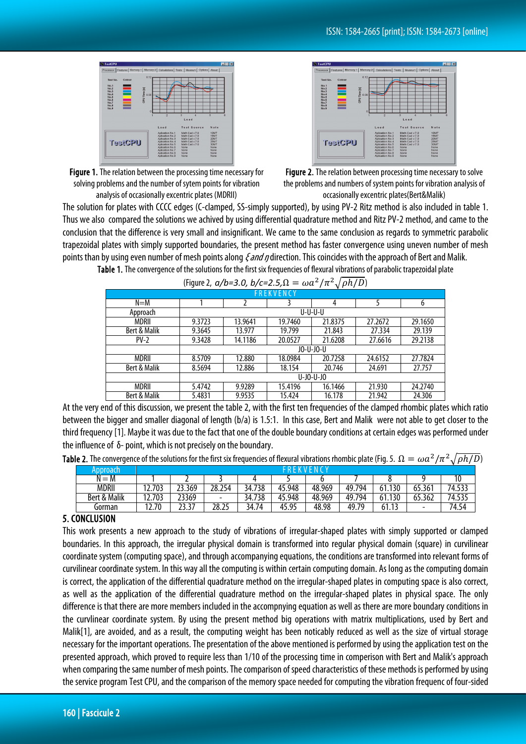**Figure 1.** The relation between the processing time necessary for solving problems and the number of sytem points for vibration analysis of occasionally excentric plates (MDRII)

**Figure 2.** The relation between processing time necessary to solve the problems and numbers of system points for vibration analysis of occasionally excentric plates(Bert&Malik)

The solution for plates with CCCC edges (C-clamped, SS-simply supported), by using PV-2 Ritz method is also included in table 1. Thus we also compared the solutions we achived by using differential quadrature method and Ritz PV-2 method, and came to the conclusion that the difference is very small and insignificant. We came to the same conclusion as regards to symmetric parabolic trapezoidal plates with simply supported boundaries, the present method has faster convergence using uneven number of mesh points than by using even number of mesh points along $\xi$ *and* $\eta$ direction. This coincides with the approach of Bert and Malik.

**Table 1.** The convergence of the solutions for the first six frequencies of flexural vibrations of parabolic trapezoidal plate (Figure 2, *a/b=3.0, b/c=2.5*, $\Omega = \omega a^2/\pi^2\sqrt{\rho h/D}$)

| | FREKVENCY | | | | | |
|---|---|---|---|---|---|---|
| N=M | 1 | 2 | 3 | 4 | 5 | 6 |
| Approach | U-U-U-U | | | | | |
| MDRII | 9.3723 | 13.9641 | 19.7460 | 21.8375 | 27.2672 | 29.1650 |
| Bert & Malik | 9.3645 | 13.977 | 19.799 | 21.843 | 27.334 | 29.139 |
| PV-2 | 9.3428 | 14.1186 | 20.0527 | 21.6208 | 27.6616 | 29.2138 |
| | J0-U-J0-U | | | | | |
| MDRII | 8.5709 | 12.880 | 18.0984 | 20.7258 | 24.6152 | 27.7824 |
| Bert & Malik | 8.5694 | 12.886 | 18.154 | 20.746 | 24.691 | 27.757 |
| | U-J0-U-J0 | | | | | |
| MDRII | 5.4742 | 9.9289 | 15.4196 | 16.1466 | 21.930 | 24.2740 |
| Bert & Malik | 5.4831 | 9.9535 | 15.424 | 16.178 | 21.942 | 24.306 |

At the very end of this discussion, we present the table 2, with the first ten frequencies of the clamped rhombic plates which ratio between the bigger and smaller diagonal of length (b/a) is 1.5:1. In this case, Bert and Malik were not able to get closer to the third frequency [1]. Maybe it was due to the fact that one of the double boundary conditions at certain edges was performed under the influence of δ- point, which is not precisely on the boundary.

**Table 2.** The convergence of the solutions for the first six frequencies of flexural vibrations rhombic plate (Fig. 5. $\Omega = \omega a^2/\pi^2\sqrt{\rho h/D}$)

| Approach | FREKVENCY | | | | | | | | | |
|---|---|---|---|---|---|---|---|---|---|---|
| N = M | 1 | 2 | 3 | 4 | 5 | 6 | 7 | 8 | 9 | 10 |
| MDRII | 12.703 | 23.369 | 28.254 | 34.738 | 45.948 | 48.969 | 49.794 | 61.130 | 65.361 | 74.533 |
| Bert & Malik | 12.703 | 23369 | - | 34.738 | 45.948 | 48.969 | 49.794 | 61.130 | 65.362 | 74.535 |
| Gorman | 12.70 | 23.37 | 28.25 | 34.74 | 45.95 | 48.98 | 49.79 | 61.13 | - | 74.54 |

## 5. CONCLUSION

This work presents a new approach to the study of vibrations of irregular-shaped plates with simply supported or clamped boundaries. In this approach, the irregular physical domain is transformed into regular physical domain (square) in curvilinear coordinate system (computing space), and through accompanying equations, the conditions are transformed into relevant forms of curvilinear coordinate system. In this way all the computing is within certain computing domain. As long as the computing domain is correct, the application of the differential quadrature method on the irregular-shaped plates in computing space is also correct, as well as the application of the differential quadrature method on the irregular-shaped plates in physical space. The only difference is that there are more members included in the accompnying equation as well as there are more boundary conditions in the curvlinear coordinate system. By using the present method big operations with matrix multiplications, used by Bert and Malik[1], are avoided, and as a result, the computing weight has been noticably reduced as well as the size of virtual storage necessary for the important operations. The presentation of the above mentioned is performed by using the application test on the presented approach, which proved to require less than 1/10 of the processing time in comparison with Bert and Malik's approach when comparing the same number of mesh points. The comparison of speed characteristics of these methods is performed by using the service program Test CPU, and the comparison of the memory space needed for computing the vibration frequenc of four-sided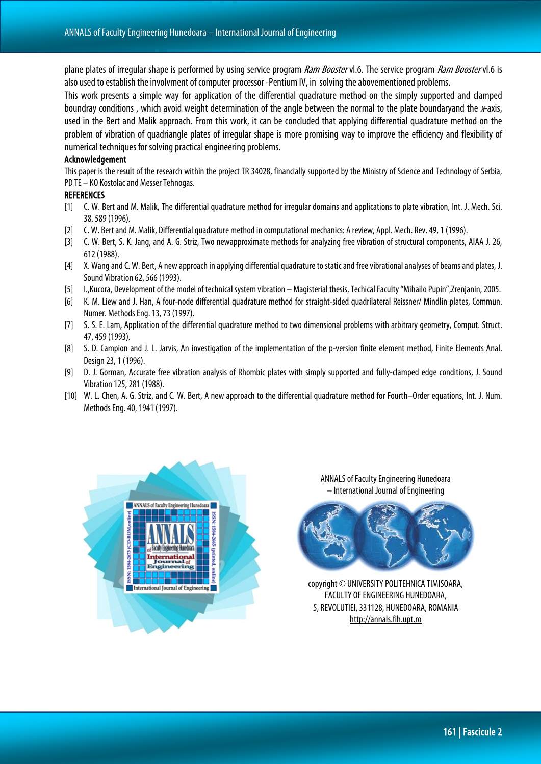plane plates of irregular shape is performed by using service program *Ram Booster* vl.6. The service program *Ram Booster* vl.6 is also used to establish the involvment of computer processor -Pentium IV, in solving the abovementioned problems.

This work presents a simple way for application of the differential quadrature method on the simply supported and clamped boundray conditions , which avoid weight determination of the angle between the normal to the plate boundaryand the $x$-axis, used in the Bert and Malik approach. From this work, it can be concluded that applying differential quadrature method on the problem of vibration of quadriangle plates of irregular shape is more promising way to improve the efficiency and flexibility of numerical techniques for solving practical engineering problems.

**Acknowledgement**

This paper is the result of the research within the project TR 34028, financially supported by the Ministry of Science and Technology of Serbia, PD TE – KO Kostolac and Messer Tehnogas.

**REFERENCES**

[1] C. W. Bert and M. Malik, The differential quadrature method for irregular domains and applications to plate vibration, Int. J. Mech. Sci. 38, 589 (1996).

[2] C. W. Bert and M. Malik, Differential quadrature method in computational mechanics: A review, Appl. Mech. Rev. 49, 1 (1996).

[3] C. W. Bert, S. K. Jang, and A. G. Striz, Two newapproximate methods for analyzing free vibration of structural components, AIAA J. 26, 612 (1988).

[4] X. Wang and C. W. Bert, A new approach in applying differential quadrature to static and free vibrational analyses of beams and plates, J. Sound Vibration 62, 566 (1993).

[5] I.,Kucora, Development of the model of technical system vibration – Magisterial thesis, Techical Faculty "Mihailo Pupin",Zrenjanin, 2005.

[6] K. M. Liew and J. Han, A four-node differential quadrature method for straight-sided quadrilateral Reissner/ Mindlin plates, Commun. Numer. Methods Eng. 13, 73 (1997).

[7] S. S. E. Lam, Application of the differential quadrature method to two dimensional problems with arbitrary geometry, Comput. Struct. 47, 459 (1993).

[8] S. D. Campion and J. L. Jarvis, An investigation of the implementation of the p-version finite element method, Finite Elements Anal. Design 23, 1 (1996).

[9] D. J. Gorman, Accurate free vibration analysis of Rhombic plates with simply supported and fully-clamped edge conditions, J. Sound Vibration 125, 281 (1988).

[10] W. L. Chen, A. G. Striz, and C. W. Bert, A new approach to the differential quadrature method for Fourth–Order equations, Int. J. Num. Methods Eng. 40, 1941 (1997).

ANNALS of Faculty Engineering Hunedoara – International Journal of Engineering

copyright © UNIVERSITY POLITEHNICA TIMISOARA, FACULTY OF ENGINEERING HUNEDOARA, 5, REVOLUTIEI, 331128, HUNEDOARA, ROMANIA
http://annals.fih.upt.ro